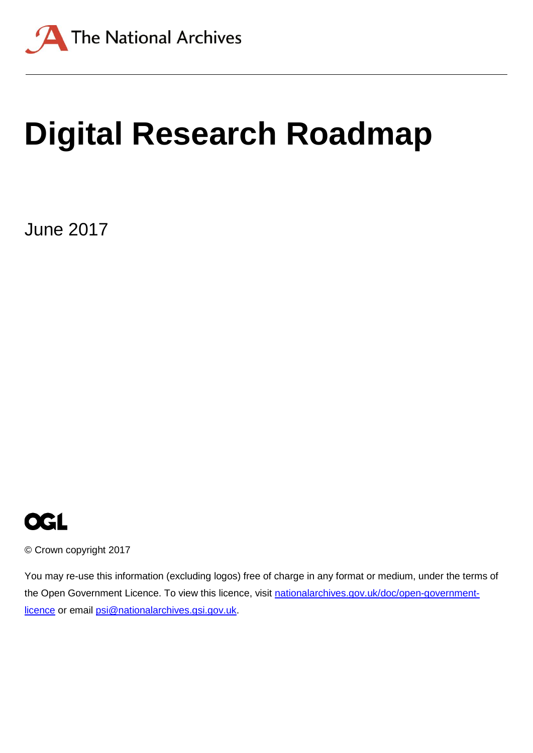The National Archives

# Digital Research Roadmap

June 2017

OGL

© Crown copyright 2017

You may re-use this information (excluding logos) free of charge in any format or medium, under the terms of the Open Government Licence. To view this licence, visit [nationalarchives.gov.uk/doc/open-government-licence](nationalarchives.gov.uk/doc/open-government-licence) or email [psi@nationalarchives.gsi.gov.uk](mailto:psi@nationalarchives.gsi.gov.uk).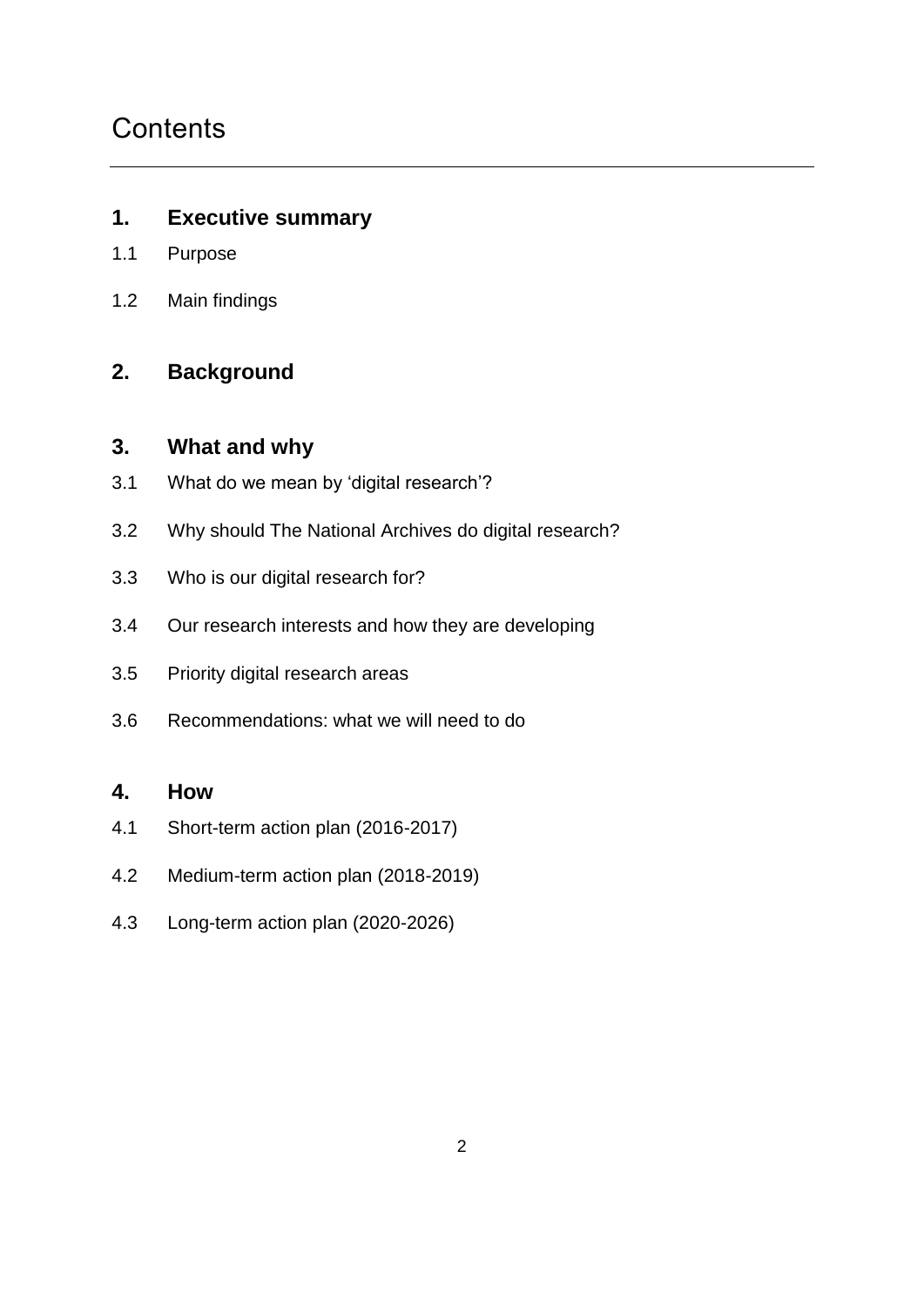# Contents

## 1. Executive summary

1.1 Purpose

1.2 Main findings

## 2. Background

## 3. What and why

3.1 What do we mean by 'digital research'?

3.2 Why should The National Archives do digital research?

3.3 Who is our digital research for?

3.4 Our research interests and how they are developing

3.5 Priority digital research areas

3.6 Recommendations: what we will need to do

## 4. How

4.1 Short-term action plan (2016-2017)

4.2 Medium-term action plan (2018-2019)

4.3 Long-term action plan (2020-2026)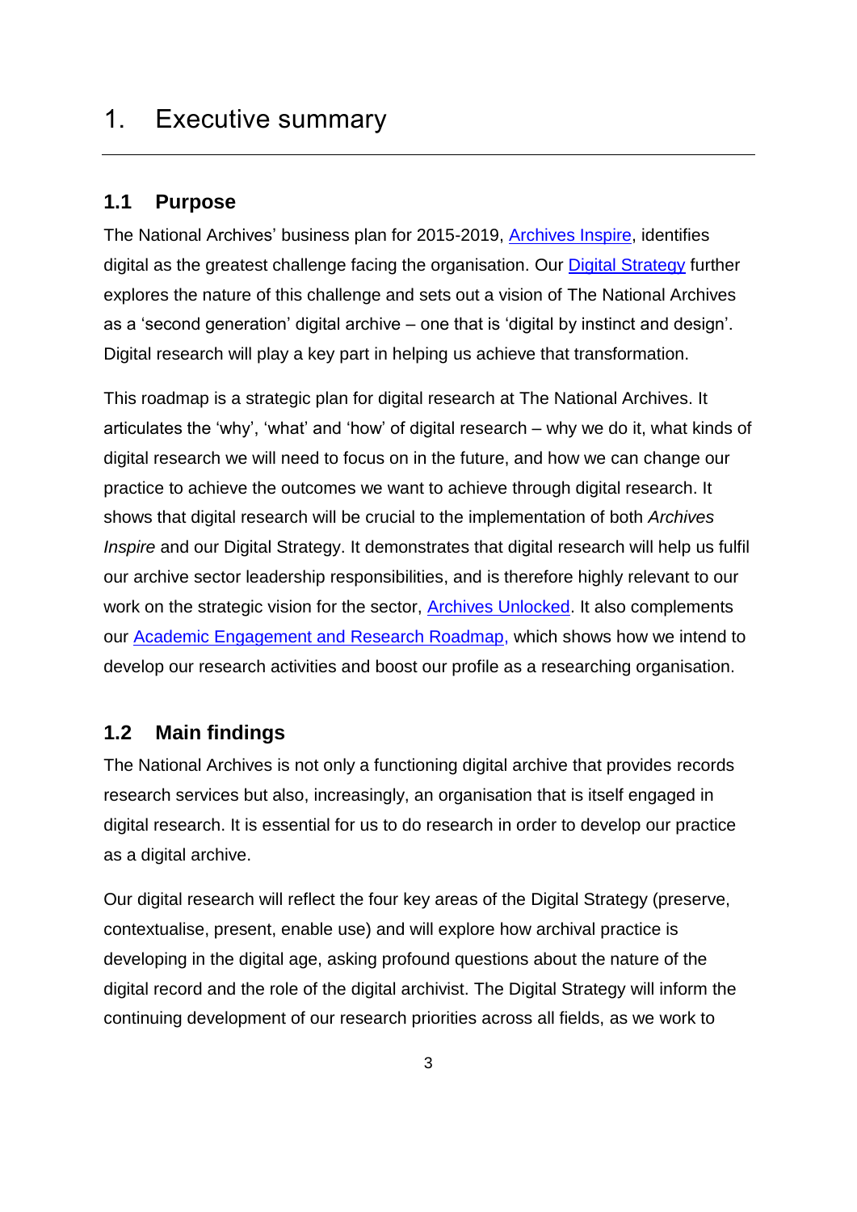# 1. Executive summary

## 1.1 Purpose

The National Archives' business plan for 2015-2019, Archives Inspire, identifies digital as the greatest challenge facing the organisation. Our Digital Strategy further explores the nature of this challenge and sets out a vision of The National Archives as a 'second generation' digital archive – one that is 'digital by instinct and design'. Digital research will play a key part in helping us achieve that transformation.

This roadmap is a strategic plan for digital research at The National Archives. It articulates the 'why', 'what' and 'how' of digital research – why we do it, what kinds of digital research we will need to focus on in the future, and how we can change our practice to achieve the outcomes we want to achieve through digital research. It shows that digital research will be crucial to the implementation of both *Archives Inspire* and our Digital Strategy. It demonstrates that digital research will help us fulfil our archive sector leadership responsibilities, and is therefore highly relevant to our work on the strategic vision for the sector, Archives Unlocked. It also complements our Academic Engagement and Research Roadmap, which shows how we intend to develop our research activities and boost our profile as a researching organisation.

## 1.2 Main findings

The National Archives is not only a functioning digital archive that provides records research services but also, increasingly, an organisation that is itself engaged in digital research. It is essential for us to do research in order to develop our practice as a digital archive.

Our digital research will reflect the four key areas of the Digital Strategy (preserve, contextualise, present, enable use) and will explore how archival practice is developing in the digital age, asking profound questions about the nature of the digital record and the role of the digital archivist. The Digital Strategy will inform the continuing development of our research priorities across all fields, as we work to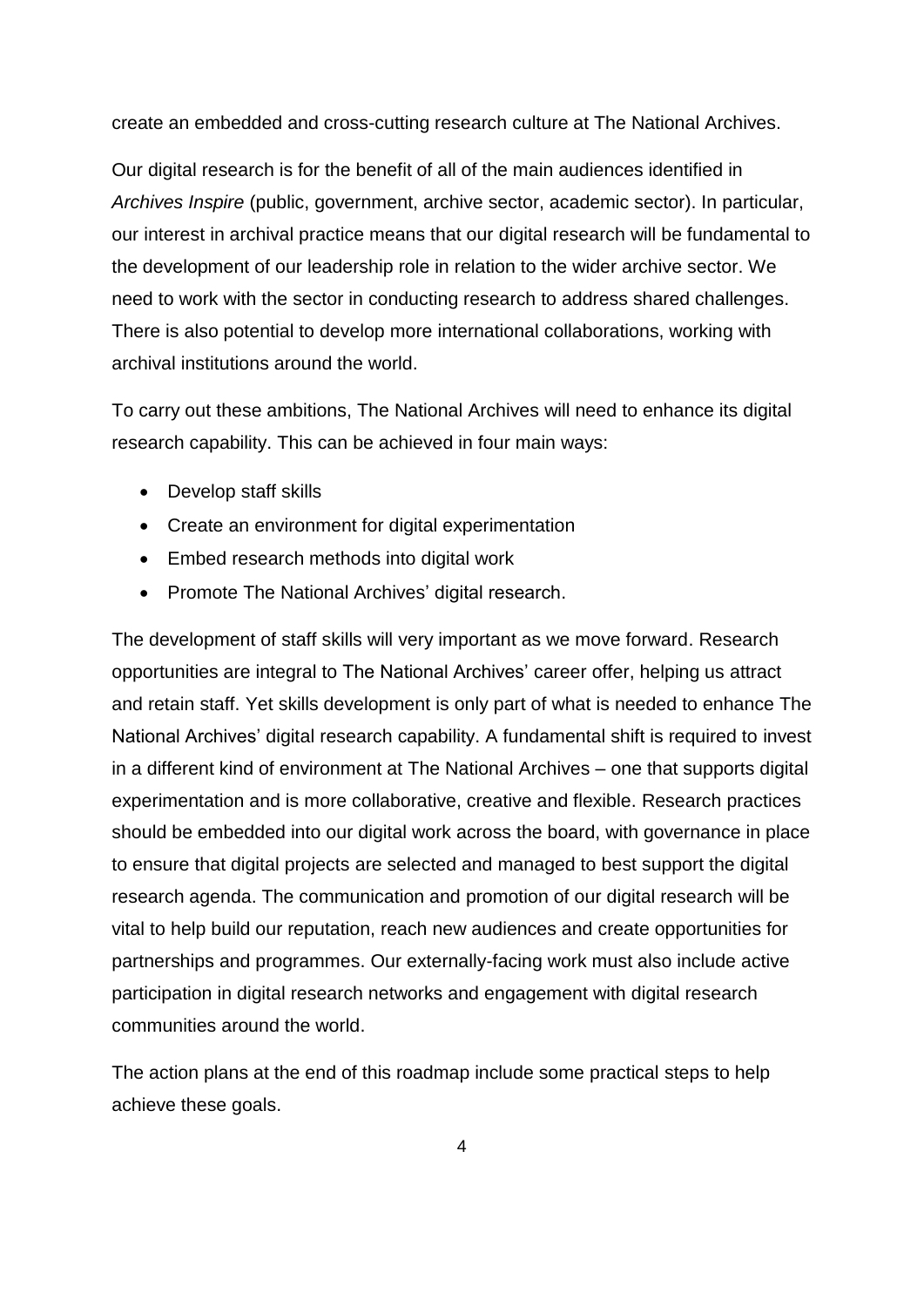create an embedded and cross-cutting research culture at The National Archives.

Our digital research is for the benefit of all of the main audiences identified in *Archives Inspire* (public, government, archive sector, academic sector). In particular, our interest in archival practice means that our digital research will be fundamental to the development of our leadership role in relation to the wider archive sector. We need to work with the sector in conducting research to address shared challenges. There is also potential to develop more international collaborations, working with archival institutions around the world.

To carry out these ambitions, The National Archives will need to enhance its digital research capability. This can be achieved in four main ways:

- Develop staff skills
- Create an environment for digital experimentation
- Embed research methods into digital work
- Promote The National Archives' digital research.

The development of staff skills will very important as we move forward. Research opportunities are integral to The National Archives' career offer, helping us attract and retain staff. Yet skills development is only part of what is needed to enhance The National Archives' digital research capability. A fundamental shift is required to invest in a different kind of environment at The National Archives – one that supports digital experimentation and is more collaborative, creative and flexible. Research practices should be embedded into our digital work across the board, with governance in place to ensure that digital projects are selected and managed to best support the digital research agenda. The communication and promotion of our digital research will be vital to help build our reputation, reach new audiences and create opportunities for partnerships and programmes. Our externally-facing work must also include active participation in digital research networks and engagement with digital research communities around the world.

The action plans at the end of this roadmap include some practical steps to help achieve these goals.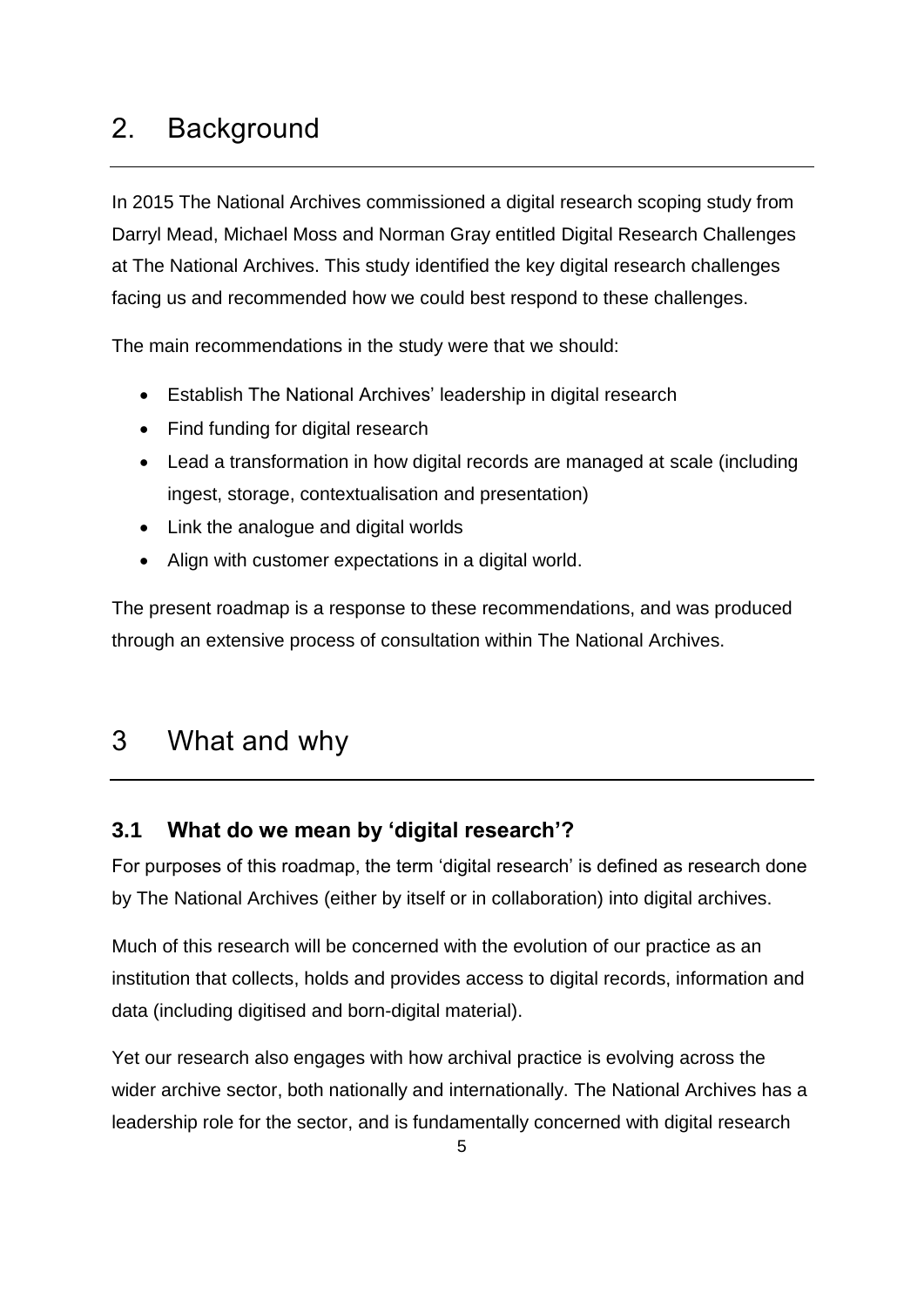# 2. Background

In 2015 The National Archives commissioned a digital research scoping study from Darryl Mead, Michael Moss and Norman Gray entitled Digital Research Challenges at The National Archives. This study identified the key digital research challenges facing us and recommended how we could best respond to these challenges.

The main recommendations in the study were that we should:

- Establish The National Archives' leadership in digital research
- Find funding for digital research
- Lead a transformation in how digital records are managed at scale (including ingest, storage, contextualisation and presentation)
- Link the analogue and digital worlds
- Align with customer expectations in a digital world.

The present roadmap is a response to these recommendations, and was produced through an extensive process of consultation within The National Archives.

# 3 What and why

## 3.1 What do we mean by 'digital research'?

For purposes of this roadmap, the term 'digital research' is defined as research done by The National Archives (either by itself or in collaboration) into digital archives.

Much of this research will be concerned with the evolution of our practice as an institution that collects, holds and provides access to digital records, information and data (including digitised and born-digital material).

Yet our research also engages with how archival practice is evolving across the wider archive sector, both nationally and internationally. The National Archives has a leadership role for the sector, and is fundamentally concerned with digital research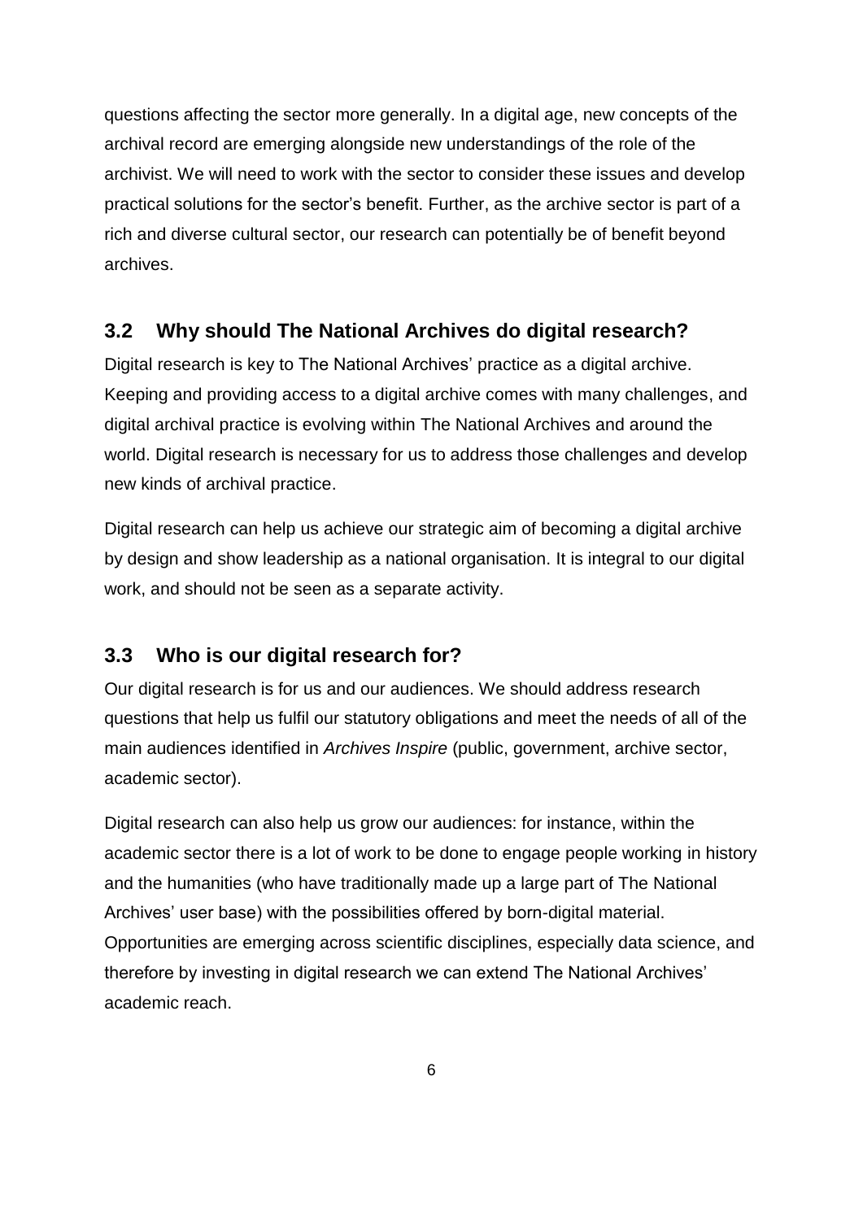questions affecting the sector more generally. In a digital age, new concepts of the archival record are emerging alongside new understandings of the role of the archivist. We will need to work with the sector to consider these issues and develop practical solutions for the sector's benefit. Further, as the archive sector is part of a rich and diverse cultural sector, our research can potentially be of benefit beyond archives.

## 3.2 Why should The National Archives do digital research?

Digital research is key to The National Archives' practice as a digital archive. Keeping and providing access to a digital archive comes with many challenges, and digital archival practice is evolving within The National Archives and around the world. Digital research is necessary for us to address those challenges and develop new kinds of archival practice.

Digital research can help us achieve our strategic aim of becoming a digital archive by design and show leadership as a national organisation. It is integral to our digital work, and should not be seen as a separate activity.

## 3.3 Who is our digital research for?

Our digital research is for us and our audiences. We should address research questions that help us fulfil our statutory obligations and meet the needs of all of the main audiences identified in *Archives Inspire* (public, government, archive sector, academic sector).

Digital research can also help us grow our audiences: for instance, within the academic sector there is a lot of work to be done to engage people working in history and the humanities (who have traditionally made up a large part of The National Archives' user base) with the possibilities offered by born-digital material. Opportunities are emerging across scientific disciplines, especially data science, and therefore by investing in digital research we can extend The National Archives' academic reach.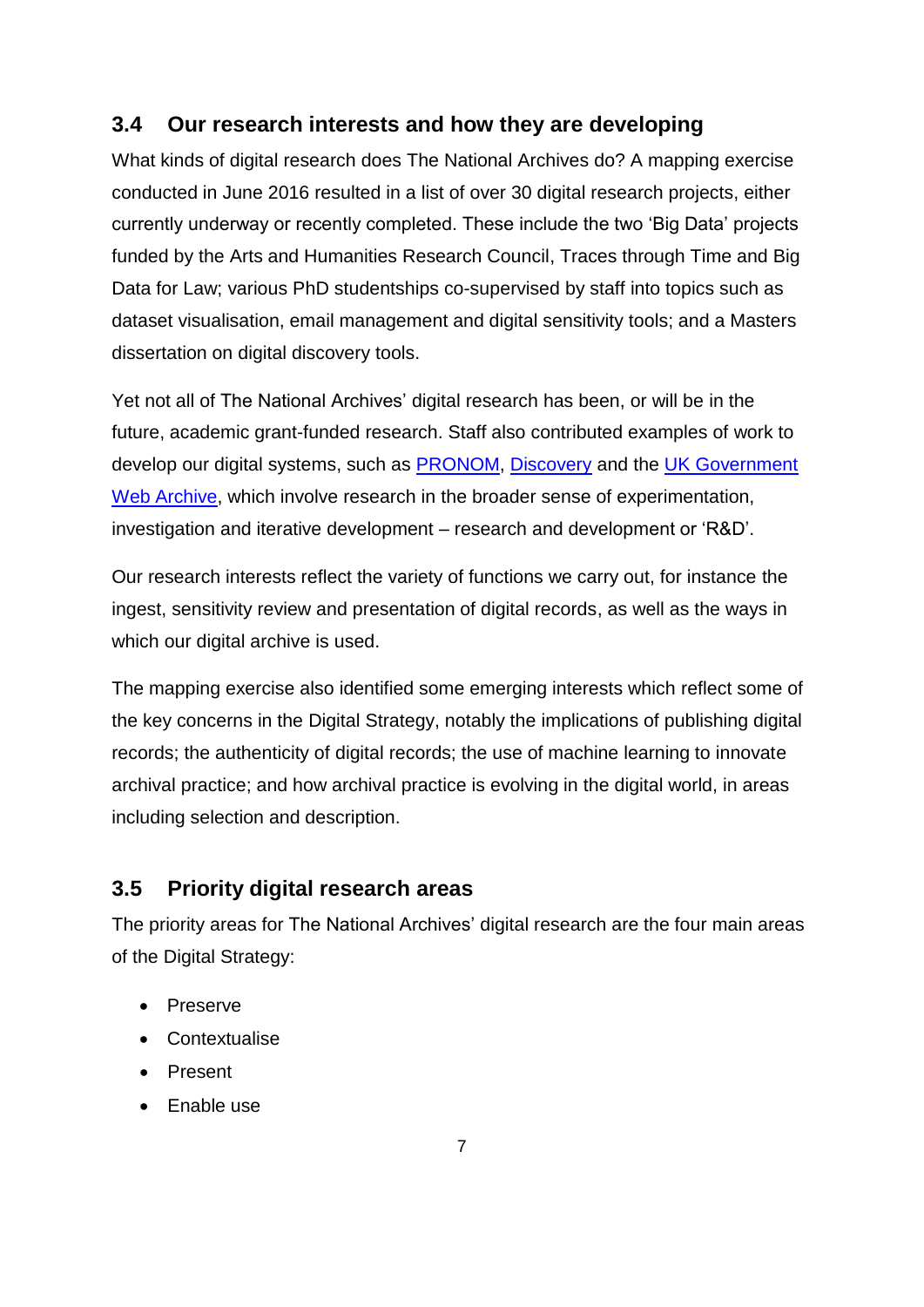## 3.4 Our research interests and how they are developing

What kinds of digital research does The National Archives do? A mapping exercise conducted in June 2016 resulted in a list of over 30 digital research projects, either currently underway or recently completed. These include the two 'Big Data' projects funded by the Arts and Humanities Research Council, Traces through Time and Big Data for Law; various PhD studentships co-supervised by staff into topics such as dataset visualisation, email management and digital sensitivity tools; and a Masters dissertation on digital discovery tools.

Yet not all of The National Archives' digital research has been, or will be in the future, academic grant-funded research. Staff also contributed examples of work to develop our digital systems, such as PRONOM, Discovery and the UK Government Web Archive, which involve research in the broader sense of experimentation, investigation and iterative development – research and development or 'R&D'.

Our research interests reflect the variety of functions we carry out, for instance the ingest, sensitivity review and presentation of digital records, as well as the ways in which our digital archive is used.

The mapping exercise also identified some emerging interests which reflect some of the key concerns in the Digital Strategy, notably the implications of publishing digital records; the authenticity of digital records; the use of machine learning to innovate archival practice; and how archival practice is evolving in the digital world, in areas including selection and description.

## 3.5 Priority digital research areas

The priority areas for The National Archives' digital research are the four main areas of the Digital Strategy:

- Preserve
- Contextualise
- Present
- Enable use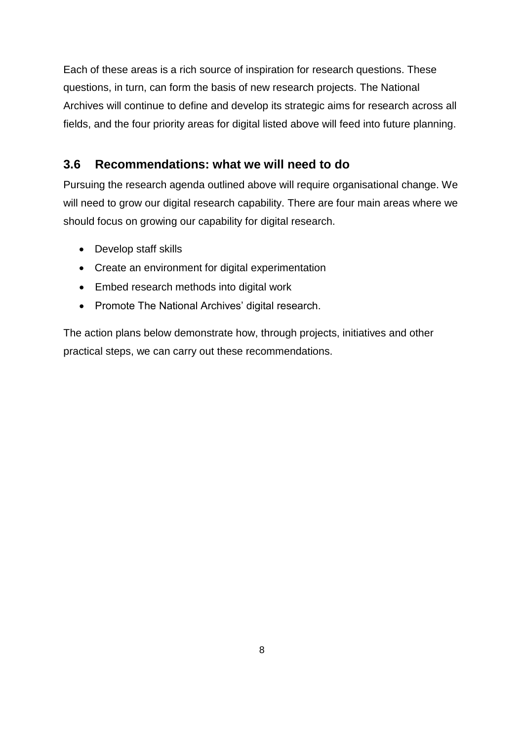Each of these areas is a rich source of inspiration for research questions. These questions, in turn, can form the basis of new research projects. The National Archives will continue to define and develop its strategic aims for research across all fields, and the four priority areas for digital listed above will feed into future planning.

## 3.6 Recommendations: what we will need to do

Pursuing the research agenda outlined above will require organisational change. We will need to grow our digital research capability. There are four main areas where we should focus on growing our capability for digital research.

- Develop staff skills
- Create an environment for digital experimentation
- Embed research methods into digital work
- Promote The National Archives' digital research.

The action plans below demonstrate how, through projects, initiatives and other practical steps, we can carry out these recommendations.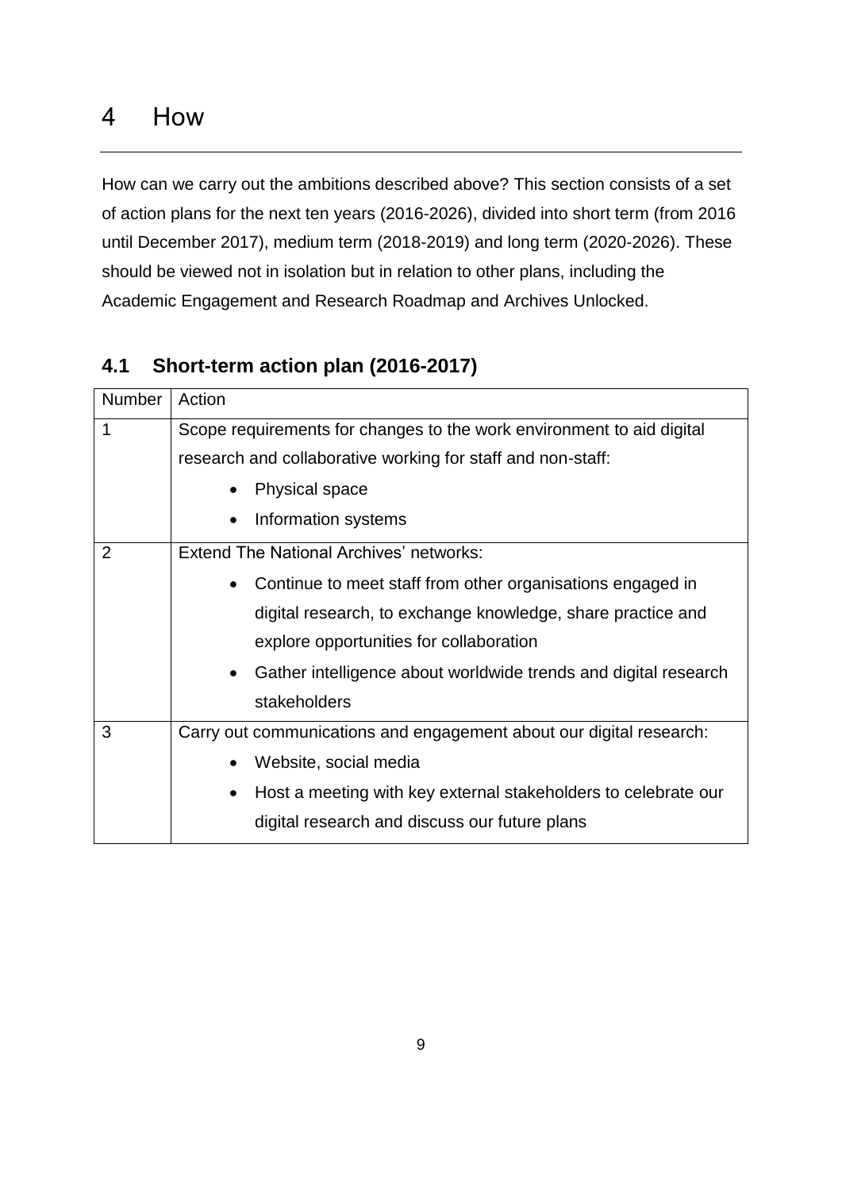# 4 How

How can we carry out the ambitions described above? This section consists of a set of action plans for the next ten years (2016-2026), divided into short term (from 2016 until December 2017), medium term (2018-2019) and long term (2020-2026). These should be viewed not in isolation but in relation to other plans, including the Academic Engagement and Research Roadmap and Archives Unlocked.

## 4.1 Short-term action plan (2016-2017)

| Number | Action |
|---|---|
| 1 | Scope requirements for changes to the work environment to aid digital research and collaborative working for staff and non-staff:<br>• Physical space<br>• Information systems |
| 2 | Extend The National Archives' networks:<br>• Continue to meet staff from other organisations engaged in digital research, to exchange knowledge, share practice and explore opportunities for collaboration<br>• Gather intelligence about worldwide trends and digital research stakeholders |
| 3 | Carry out communications and engagement about our digital research:<br>• Website, social media<br>• Host a meeting with key external stakeholders to celebrate our digital research and discuss our future plans |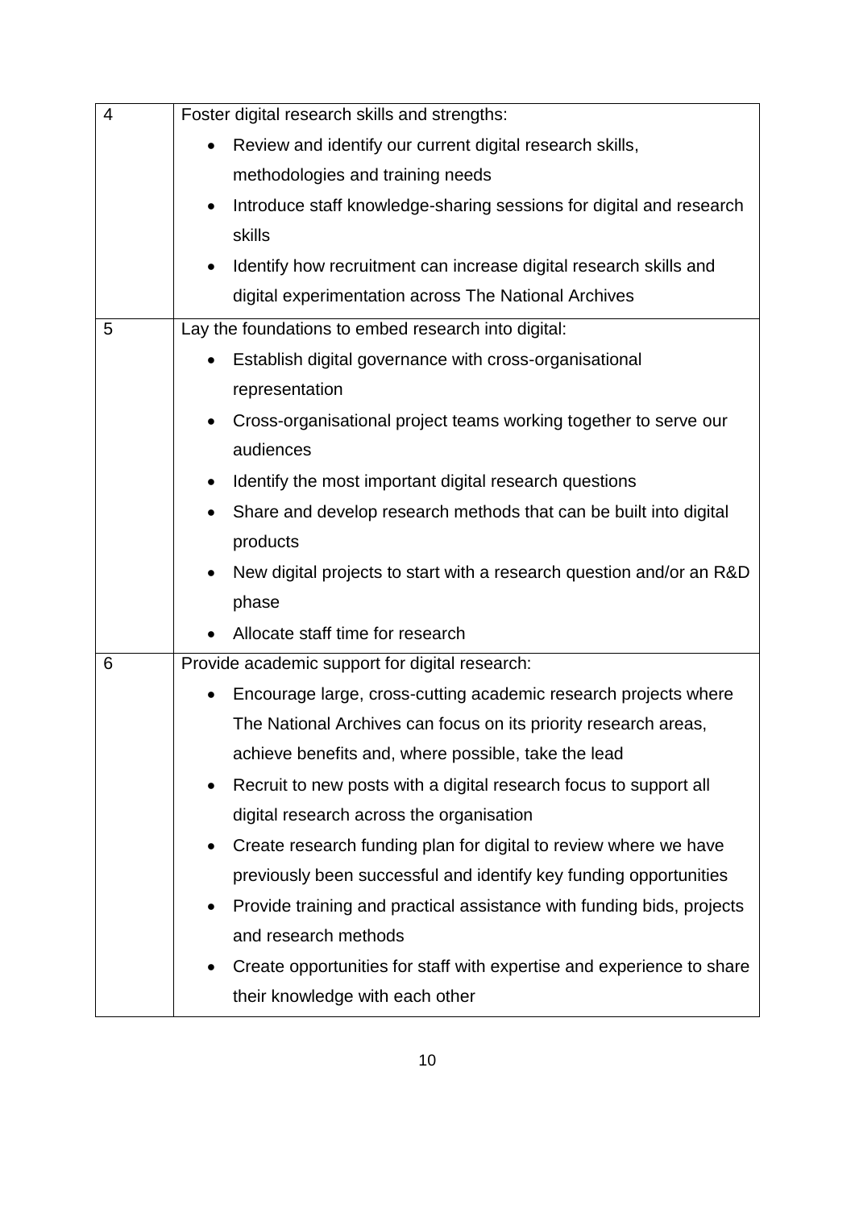| | |
|---|---|
| 4 | Foster digital research skills and strengths:<br>• Review and identify our current digital research skills, methodologies and training needs<br>• Introduce staff knowledge-sharing sessions for digital and research skills<br>• Identify how recruitment can increase digital research skills and digital experimentation across The National Archives |
| 5 | Lay the foundations to embed research into digital:<br>• Establish digital governance with cross-organisational representation<br>• Cross-organisational project teams working together to serve our audiences<br>• Identify the most important digital research questions<br>• Share and develop research methods that can be built into digital products<br>• New digital projects to start with a research question and/or an R&D phase<br>• Allocate staff time for research |
| 6 | Provide academic support for digital research:<br>• Encourage large, cross-cutting academic research projects where The National Archives can focus on its priority research areas, achieve benefits and, where possible, take the lead<br>• Recruit to new posts with a digital research focus to support all digital research across the organisation<br>• Create research funding plan for digital to review where we have previously been successful and identify key funding opportunities<br>• Provide training and practical assistance with funding bids, projects and research methods<br>• Create opportunities for staff with expertise and experience to share their knowledge with each other |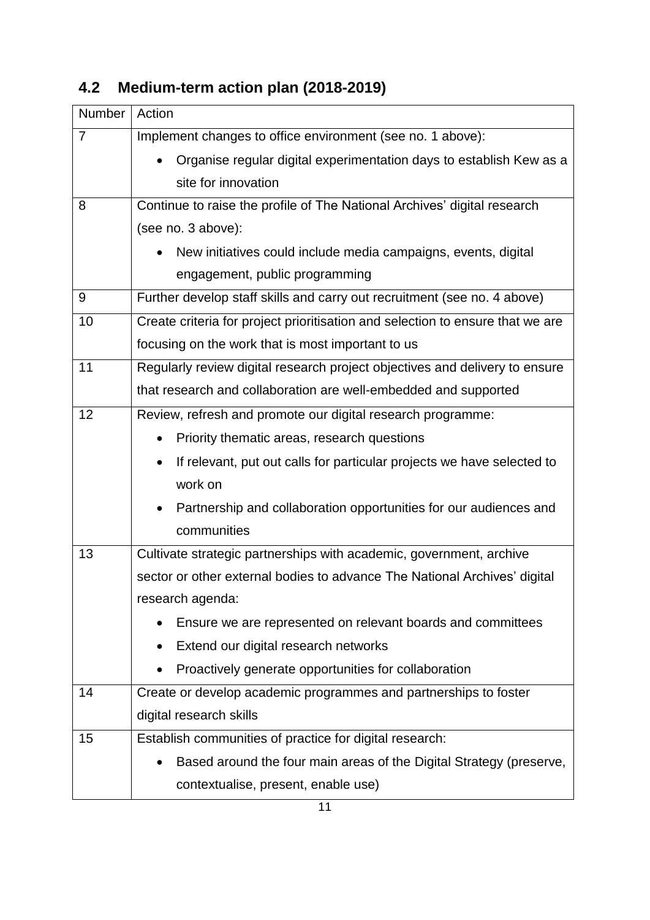## 4.2 Medium-term action plan (2018-2019)

| Number | Action |
| --- | --- |
| 7 | Implement changes to office environment (see no. 1 above):<br>• Organise regular digital experimentation days to establish Kew as a site for innovation |
| 8 | Continue to raise the profile of The National Archives' digital research (see no. 3 above):<br>• New initiatives could include media campaigns, events, digital engagement, public programming |
| 9 | Further develop staff skills and carry out recruitment (see no. 4 above) |
| 10 | Create criteria for project prioritisation and selection to ensure that we are focusing on the work that is most important to us |
| 11 | Regularly review digital research project objectives and delivery to ensure that research and collaboration are well-embedded and supported |
| 12 | Review, refresh and promote our digital research programme:<br>• Priority thematic areas, research questions<br>• If relevant, put out calls for particular projects we have selected to work on<br>• Partnership and collaboration opportunities for our audiences and communities |
| 13 | Cultivate strategic partnerships with academic, government, archive sector or other external bodies to advance The National Archives' digital research agenda:<br>• Ensure we are represented on relevant boards and committees<br>• Extend our digital research networks<br>• Proactively generate opportunities for collaboration |
| 14 | Create or develop academic programmes and partnerships to foster digital research skills |
| 15 | Establish communities of practice for digital research:<br>• Based around the four main areas of the Digital Strategy (preserve, contextualise, present, enable use) |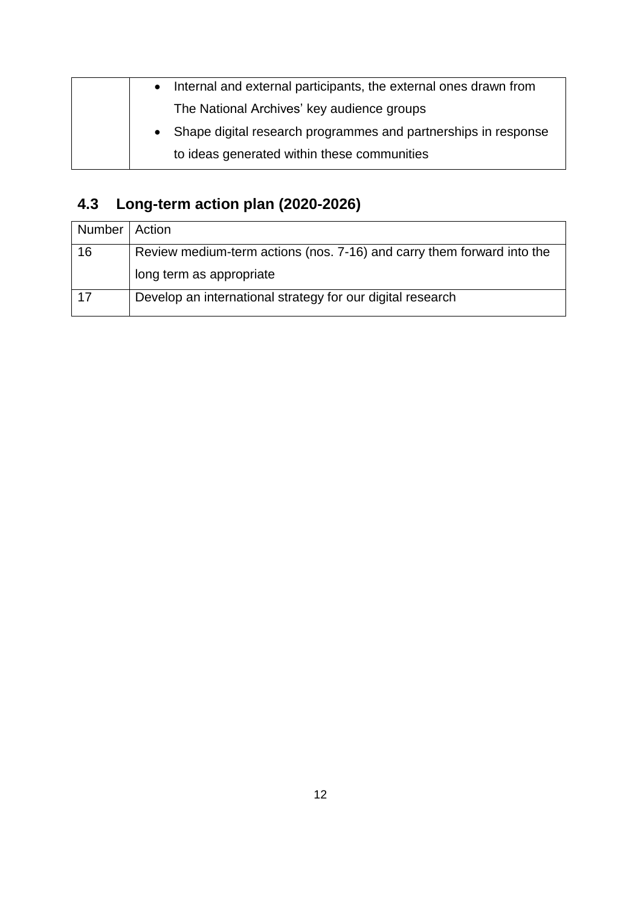| | |
|---|---|
| | • Internal and external participants, the external ones drawn from The National Archives' key audience groups<br>• Shape digital research programmes and partnerships in response to ideas generated within these communities |

## 4.3 Long-term action plan (2020-2026)

| Number | Action |
|---|---|
| 16 | Review medium-term actions (nos. 7-16) and carry them forward into the long term as appropriate |
| 17 | Develop an international strategy for our digital research |